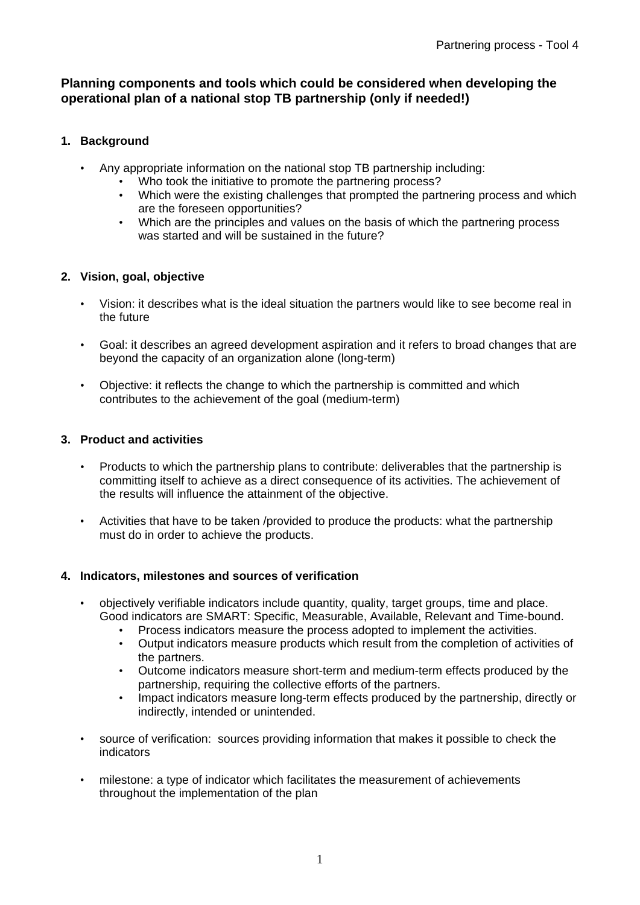**Planning components and tools which could be considered when developing the operational plan of a national stop TB partnership (only if needed!)**

## 1. Background

- Any appropriate information on the national stop TB partnership including:
  - Who took the initiative to promote the partnering process?
  - Which were the existing challenges that prompted the partnering process and which are the foreseen opportunities?
  - Which are the principles and values on the basis of which the partnering process was started and will be sustained in the future?

## 2. Vision, goal, objective

- Vision: it describes what is the ideal situation the partners would like to see become real in the future

- Goal: it describes an agreed development aspiration and it refers to broad changes that are beyond the capacity of an organization alone (long-term)

- Objective: it reflects the change to which the partnership is committed and which contributes to the achievement of the goal (medium-term)

## 3. Product and activities

- Products to which the partnership plans to contribute: deliverables that the partnership is committing itself to achieve as a direct consequence of its activities. The achievement of the results will influence the attainment of the objective.

- Activities that have to be taken /provided to produce the products: what the partnership must do in order to achieve the products.

## 4. Indicators, milestones and sources of verification

- objectively verifiable indicators include quantity, quality, target groups, time and place. Good indicators are SMART: Specific, Measurable, Available, Relevant and Time-bound.
  - Process indicators measure the process adopted to implement the activities.
  - Output indicators measure products which result from the completion of activities of the partners.
  - Outcome indicators measure short-term and medium-term effects produced by the partnership, requiring the collective efforts of the partners.
  - Impact indicators measure long-term effects produced by the partnership, directly or indirectly, intended or unintended.

- source of verification: sources providing information that makes it possible to check the indicators

- milestone: a type of indicator which facilitates the measurement of achievements throughout the implementation of the plan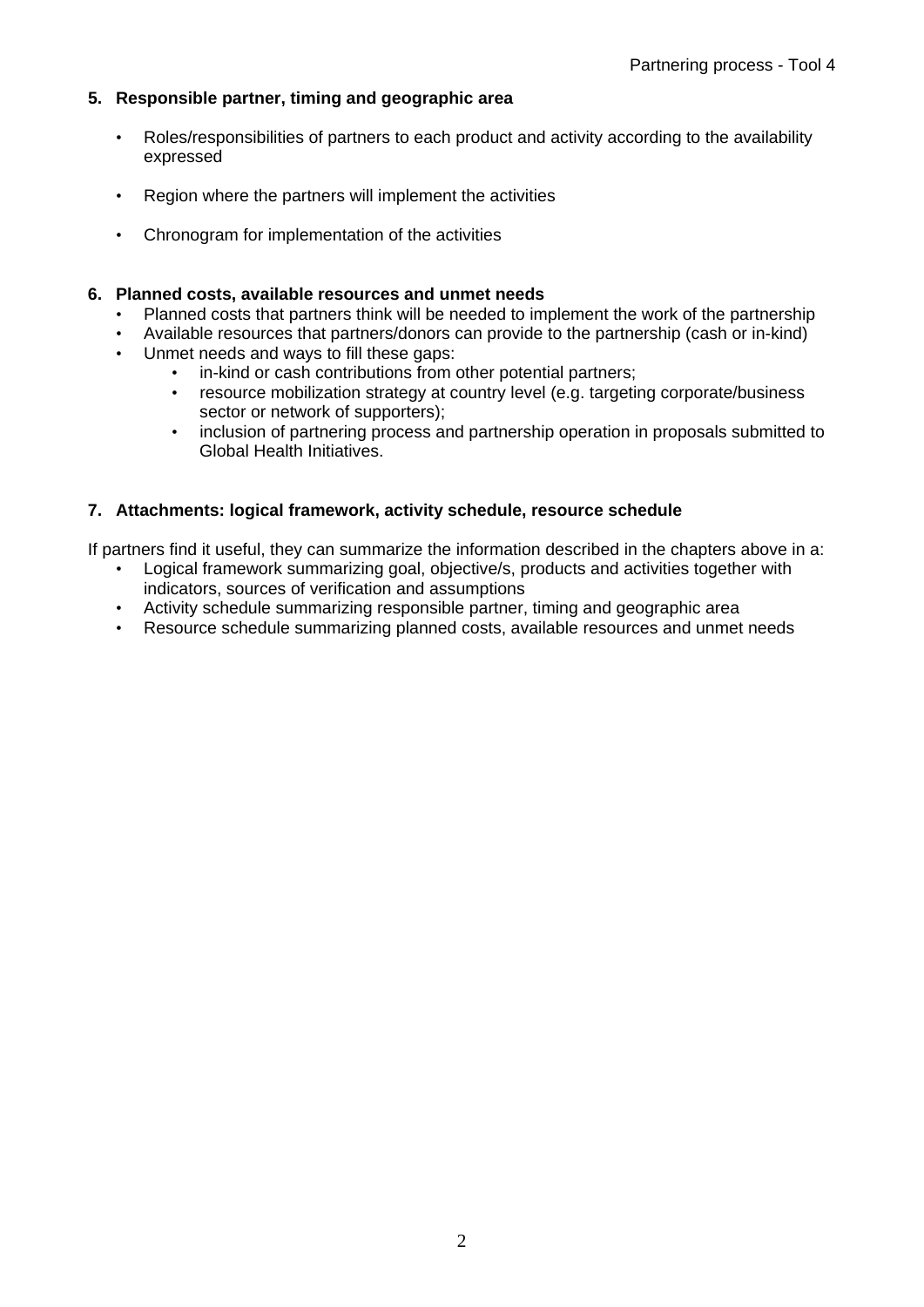**5. Responsible partner, timing and geographic area**

- Roles/responsibilities of partners to each product and activity according to the availability expressed

- Region where the partners will implement the activities

- Chronogram for implementation of the activities

**6. Planned costs, available resources and unmet needs**

- Planned costs that partners think will be needed to implement the work of the partnership
- Available resources that partners/donors can provide to the partnership (cash or in-kind)
- Unmet needs and ways to fill these gaps:
  - in-kind or cash contributions from other potential partners;
  - resource mobilization strategy at country level (e.g. targeting corporate/business sector or network of supporters);
  - inclusion of partnering process and partnership operation in proposals submitted to Global Health Initiatives.

**7. Attachments: logical framework, activity schedule, resource schedule**

If partners find it useful, they can summarize the information described in the chapters above in a:

- Logical framework summarizing goal, objective/s, products and activities together with indicators, sources of verification and assumptions
- Activity schedule summarizing responsible partner, timing and geographic area
- Resource schedule summarizing planned costs, available resources and unmet needs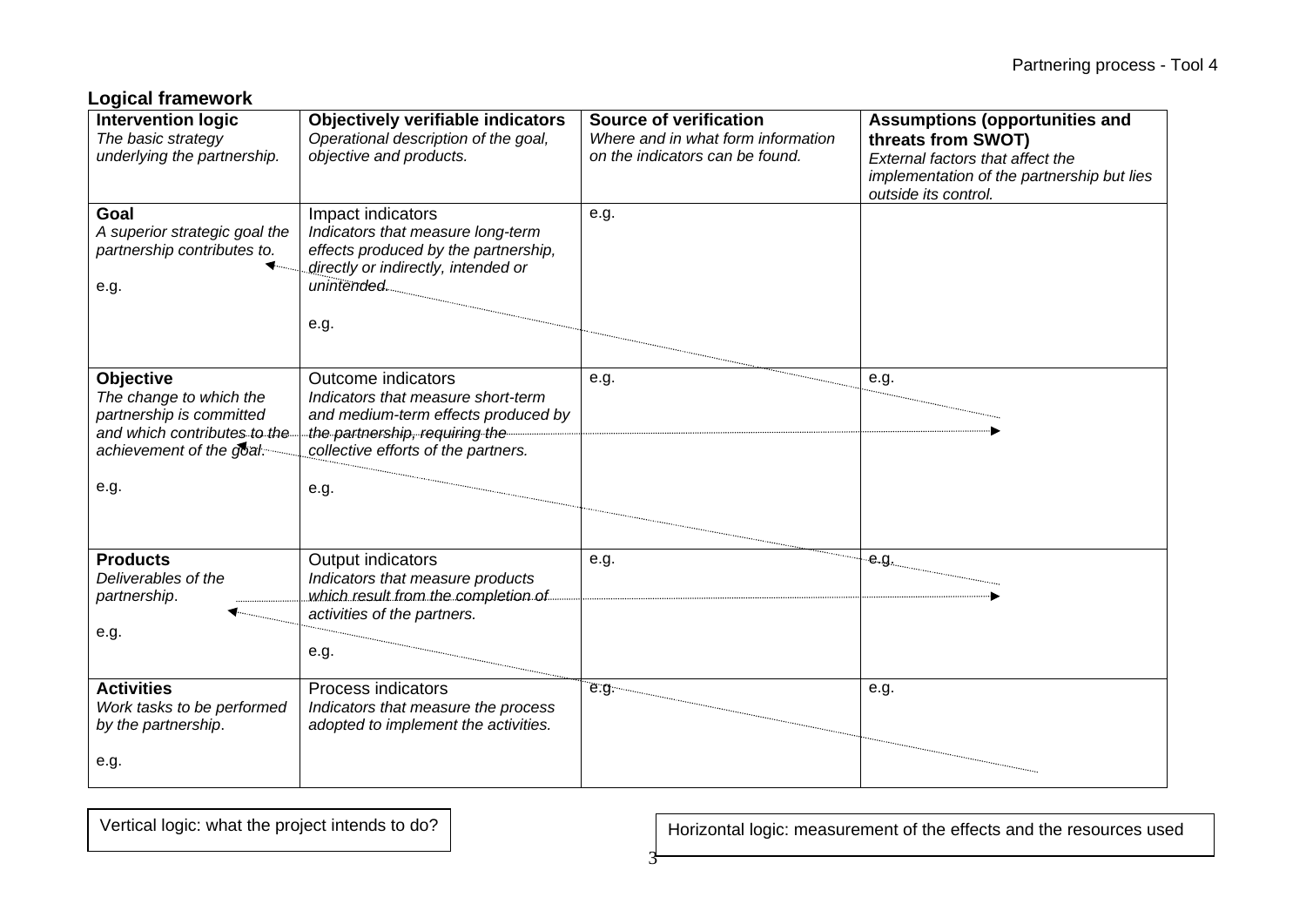## Logical framework

| **Intervention logic**<br>*The basic strategy underlying the partnership.* | **Objectively verifiable indicators**<br>*Operational description of the goal, objective and products.* | **Source of verification**<br>*Where and in what form information on the indicators can be found.* | **Assumptions (opportunities and threats from SWOT)**<br>*External factors that affect the implementation of the partnership but lies outside its control.* |
|---|---|---|---|
| **Goal**<br>*A superior strategic goal the partnership contributes to.*<br><br>e.g. | Impact indicators<br>*Indicators that measure long-term effects produced by the partnership, directly or indirectly, intended or unintended.*<br><br>e.g. | e.g. | |
| **Objective**<br>*The change to which the partnership is committed and which contributes to the achievement of the goal.*<br><br>e.g. | Outcome indicators<br>*Indicators that measure short-term and medium-term effects produced by the partnership, requiring the collective efforts of the partners.*<br><br>e.g. | e.g. | e.g. |
| **Products**<br>*Deliverables of the partnership.*<br><br>e.g. | Output indicators<br>*Indicators that measure products which result from the completion of activities of the partners.*<br><br>e.g. | e.g. | e.g. |
| **Activities**<br>*Work tasks to be performed by the partnership.*<br><br>e.g. | Process indicators<br>*Indicators that measure the process adopted to implement the activities.* | e.g. | e.g. |

Vertical logic: what the project intends to do?

Horizontal logic: measurement of the effects and the resources used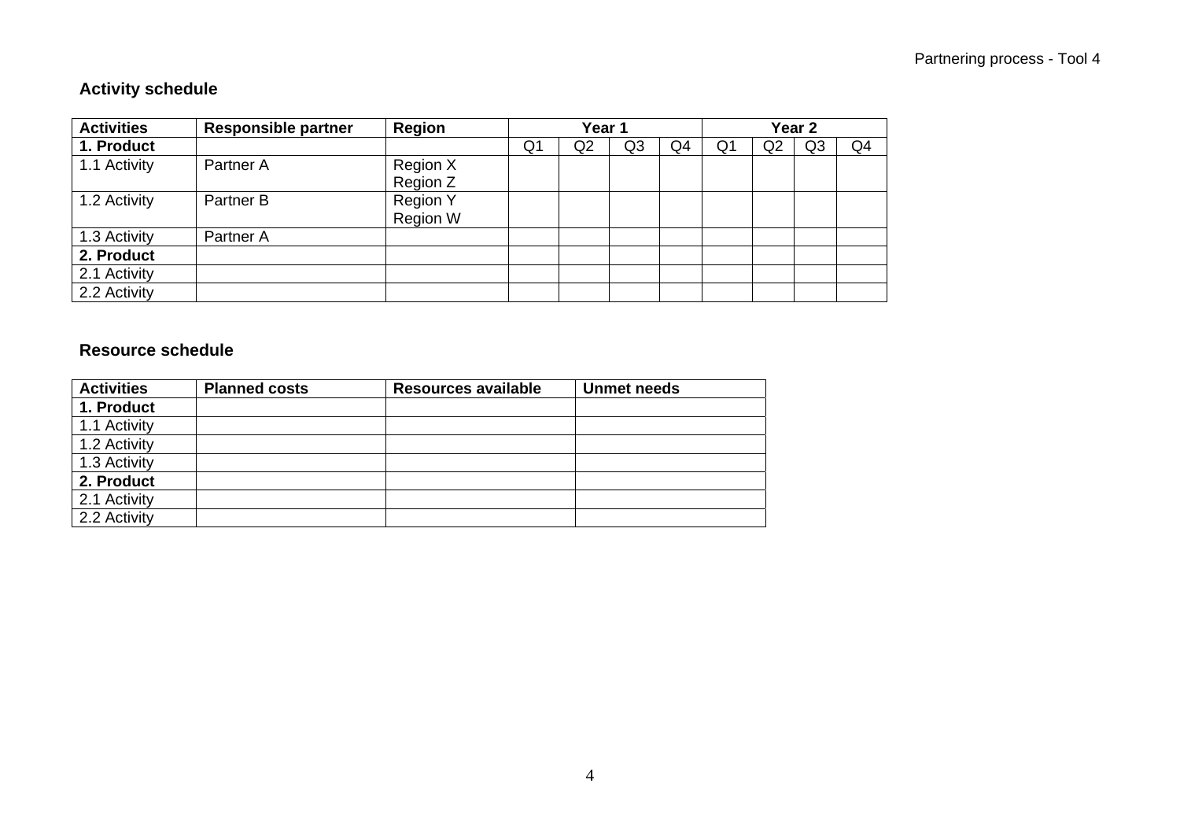## Activity schedule

| Activities | Responsible partner | Region | Year 1 | | | | Year 2 | | | |
|---|---|---|---|---|---|---|---|---|---|---|
| **1. Product** | | | Q1 | Q2 | Q3 | Q4 | Q1 | Q2 | Q3 | Q4 |
| 1.1 Activity | Partner A | Region X<br>Region Z | | | | | | | | |
| 1.2 Activity | Partner B | Region Y<br>Region W | | | | | | | | |
| 1.3 Activity | Partner A | | | | | | | | | |
| **2. Product** | | | | | | | | | | |
| 2.1 Activity | | | | | | | | | | |
| 2.2 Activity | | | | | | | | | | |

## Resource schedule

| Activities | Planned costs | Resources available | Unmet needs |
|---|---|---|---|
| **1. Product** | | | |
| 1.1 Activity | | | |
| 1.2 Activity | | | |
| 1.3 Activity | | | |
| **2. Product** | | | |
| 2.1 Activity | | | |
| 2.2 Activity | | | |